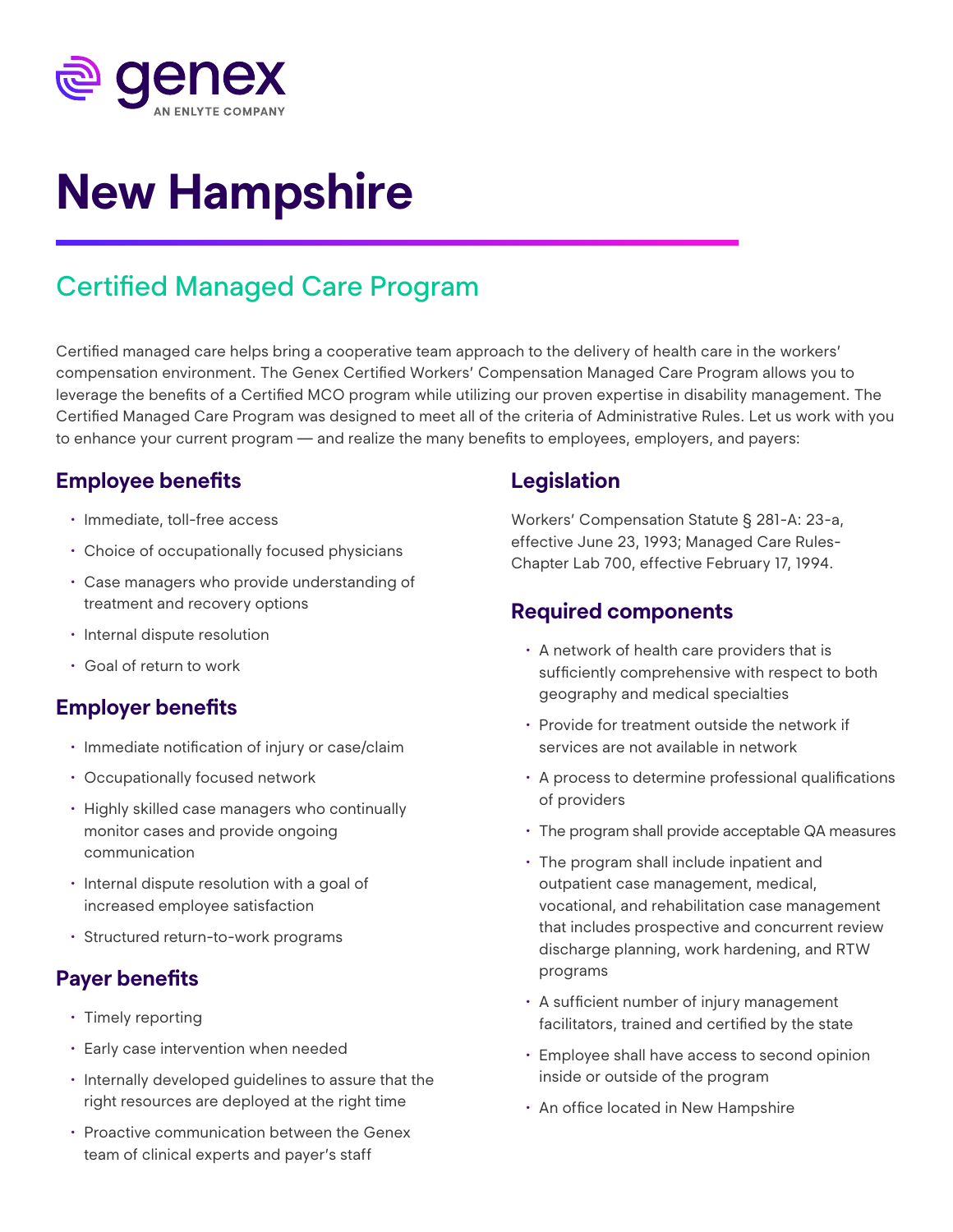genex

AN ENLYTE COMPANY

# New Hampshire

## Certified Managed Care Program

Certified managed care helps bring a cooperative team approach to the delivery of health care in the workers' compensation environment. The Genex Certified Workers' Compensation Managed Care Program allows you to leverage the benefits of a Certified MCO program while utilizing our proven expertise in disability management. The Certified Managed Care Program was designed to meet all of the criteria of Administrative Rules. Let us work with you to enhance your current program — and realize the many benefits to employees, employers, and payers:

### Employee benefits

- Immediate, toll-free access
- Choice of occupationally focused physicians
- Case managers who provide understanding of treatment and recovery options
- Internal dispute resolution
- Goal of return to work

### Employer benefits

- Immediate notification of injury or case/claim
- Occupationally focused network
- Highly skilled case managers who continually monitor cases and provide ongoing communication
- Internal dispute resolution with a goal of increased employee satisfaction
- Structured return-to-work programs

### Payer benefits

- Timely reporting
- Early case intervention when needed
- Internally developed guidelines to assure that the right resources are deployed at the right time
- Proactive communication between the Genex team of clinical experts and payer's staff

### Legislation

Workers' Compensation Statute § 281-A: 23-a, effective June 23, 1993; Managed Care Rules-Chapter Lab 700, effective February 17, 1994.

### Required components

- A network of health care providers that is sufficiently comprehensive with respect to both geography and medical specialties
- Provide for treatment outside the network if services are not available in network
- A process to determine professional qualifications of providers
- The program shall provide acceptable QA measures
- The program shall include inpatient and outpatient case management, medical, vocational, and rehabilitation case management that includes prospective and concurrent review discharge planning, work hardening, and RTW programs
- A sufficient number of injury management facilitators, trained and certified by the state
- Employee shall have access to second opinion inside or outside of the program
- An office located in New Hampshire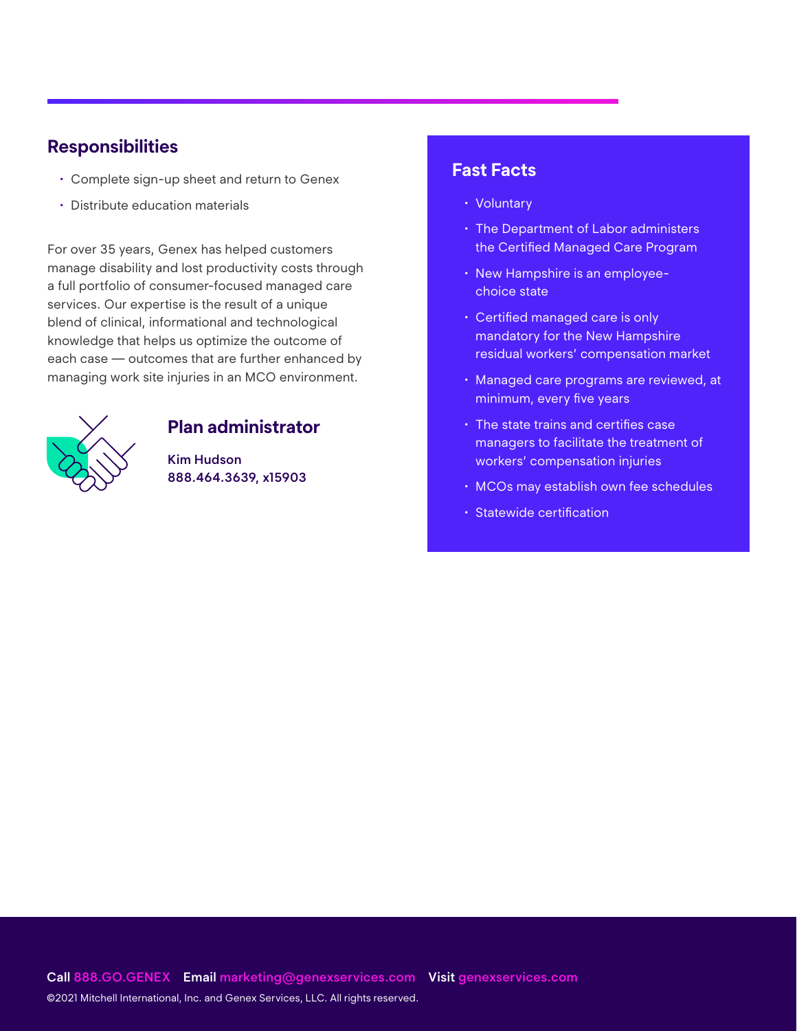## Responsibilities

- Complete sign-up sheet and return to Genex
- Distribute education materials

For over 35 years, Genex has helped customers manage disability and lost productivity costs through a full portfolio of consumer-focused managed care services. Our expertise is the result of a unique blend of clinical, informational and technological knowledge that helps us optimize the outcome of each case — outcomes that are further enhanced by managing work site injuries in an MCO environment.

## Plan administrator

**Kim Hudson**
**888.464.3639, x15903**

## Fast Facts

- Voluntary
- The Department of Labor administers the Certified Managed Care Program
- New Hampshire is an employee-choice state
- Certified managed care is only mandatory for the New Hampshire residual workers' compensation market
- Managed care programs are reviewed, at minimum, every five years
- The state trains and certifies case managers to facilitate the treatment of workers' compensation injuries
- MCOs may establish own fee schedules
- Statewide certification

**Call** 888.GO.GENEX **Email** marketing@genexservices.com **Visit** genexservices.com

©2021 Mitchell International, Inc. and Genex Services, LLC. All rights reserved.